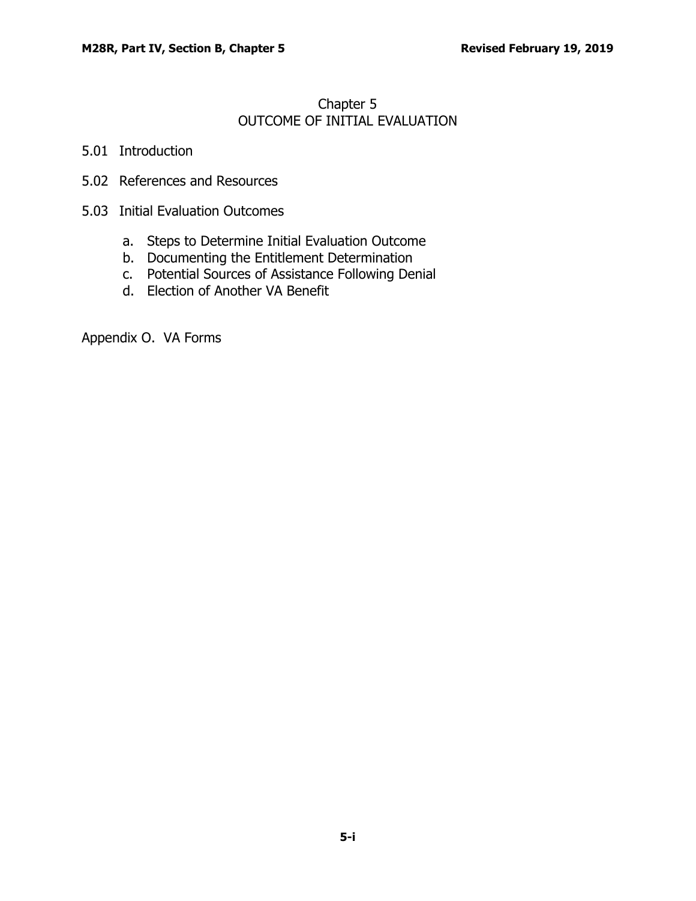# Chapter 5
# OUTCOME OF INITIAL EVALUATION

5.01 Introduction

5.02 References and Resources

5.03 Initial Evaluation Outcomes

- a. Steps to Determine Initial Evaluation Outcome
- b. Documenting the Entitlement Determination
- c. Potential Sources of Assistance Following Denial
- d. Election of Another VA Benefit

Appendix O. VA Forms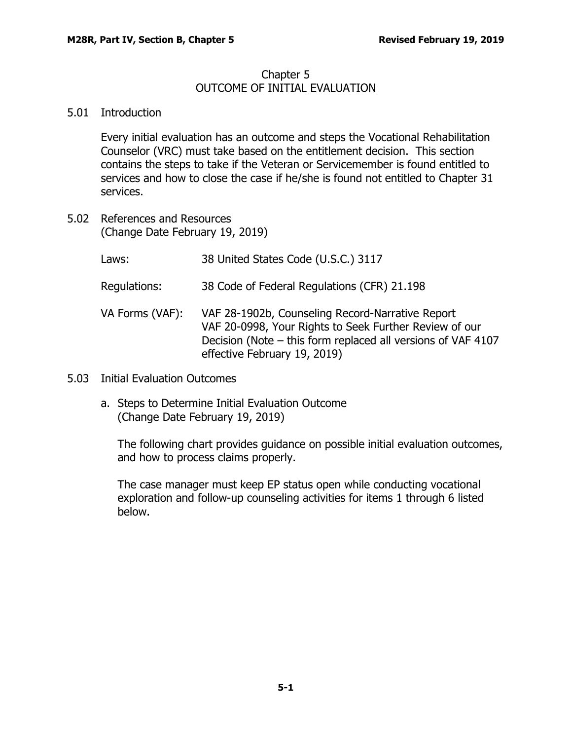# Chapter 5
# OUTCOME OF INITIAL EVALUATION

## 5.01 Introduction

Every initial evaluation has an outcome and steps the Vocational Rehabilitation Counselor (VRC) must take based on the entitlement decision. This section contains the steps to take if the Veteran or Servicemember is found entitled to services and how to close the case if he/she is found not entitled to Chapter 31 services.

## 5.02 References and Resources
(Change Date February 19, 2019)

| | |
|---|---|
| Laws: | 38 United States Code (U.S.C.) 3117 |
| Regulations: | 38 Code of Federal Regulations (CFR) 21.198 |
| VA Forms (VAF): | VAF 28-1902b, Counseling Record-Narrative Report<br>VAF 20-0998, Your Rights to Seek Further Review of our Decision (Note – this form replaced all versions of VAF 4107 effective February 19, 2019) |

## 5.03 Initial Evaluation Outcomes

### a. Steps to Determine Initial Evaluation Outcome
(Change Date February 19, 2019)

The following chart provides guidance on possible initial evaluation outcomes, and how to process claims properly.

The case manager must keep EP status open while conducting vocational exploration and follow-up counseling activities for items 1 through 6 listed below.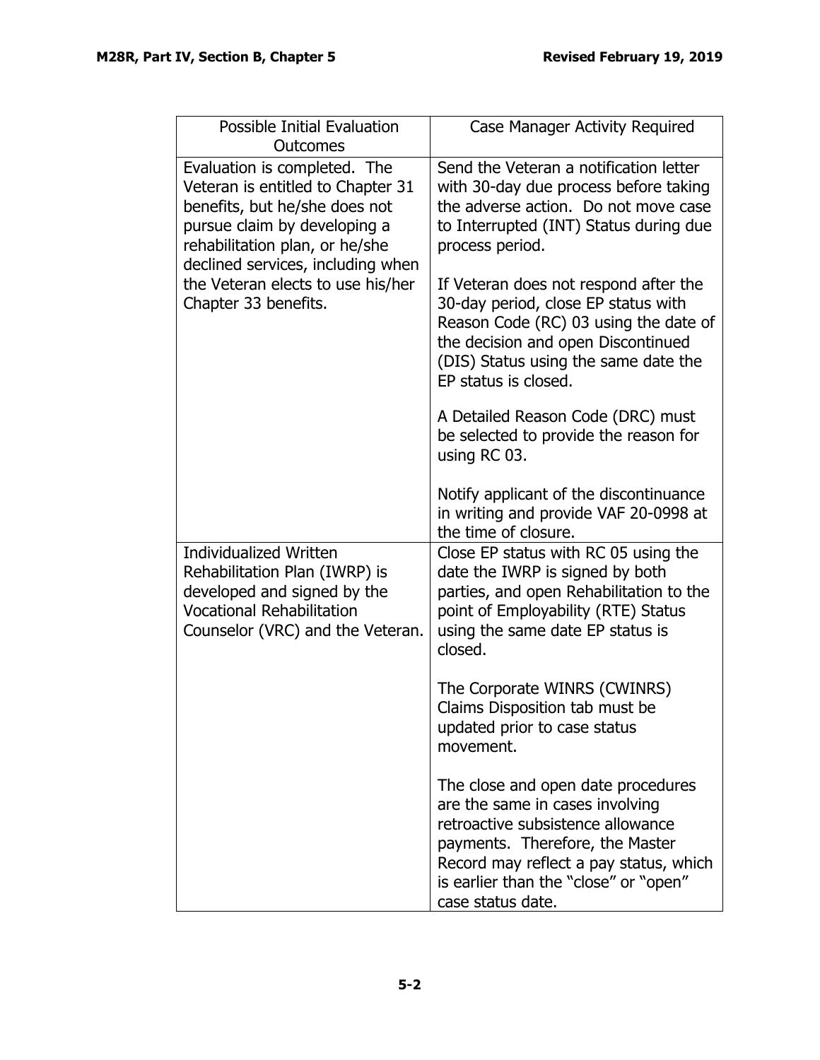| Possible Initial Evaluation Outcomes | Case Manager Activity Required |
|---|---|
| Evaluation is completed. The Veteran is entitled to Chapter 31 benefits, but he/she does not pursue claim by developing a rehabilitation plan, or he/she declined services, including when the Veteran elects to use his/her Chapter 33 benefits. | Send the Veteran a notification letter with 30-day due process before taking the adverse action. Do not move case to Interrupted (INT) Status during due process period.<br><br>If Veteran does not respond after the 30-day period, close EP status with Reason Code (RC) 03 using the date of the decision and open Discontinued (DIS) Status using the same date the EP status is closed.<br><br>A Detailed Reason Code (DRC) must be selected to provide the reason for using RC 03.<br><br>Notify applicant of the discontinuance in writing and provide VAF 20-0998 at the time of closure. |
| Individualized Written Rehabilitation Plan (IWRP) is developed and signed by the Vocational Rehabilitation Counselor (VRC) and the Veteran. | Close EP status with RC 05 using the date the IWRP is signed by both parties, and open Rehabilitation to the point of Employability (RTE) Status using the same date EP status is closed.<br><br>The Corporate WINRS (CWINRS) Claims Disposition tab must be updated prior to case status movement.<br><br>The close and open date procedures are the same in cases involving retroactive subsistence allowance payments. Therefore, the Master Record may reflect a pay status, which is earlier than the "close" or "open" case status date. |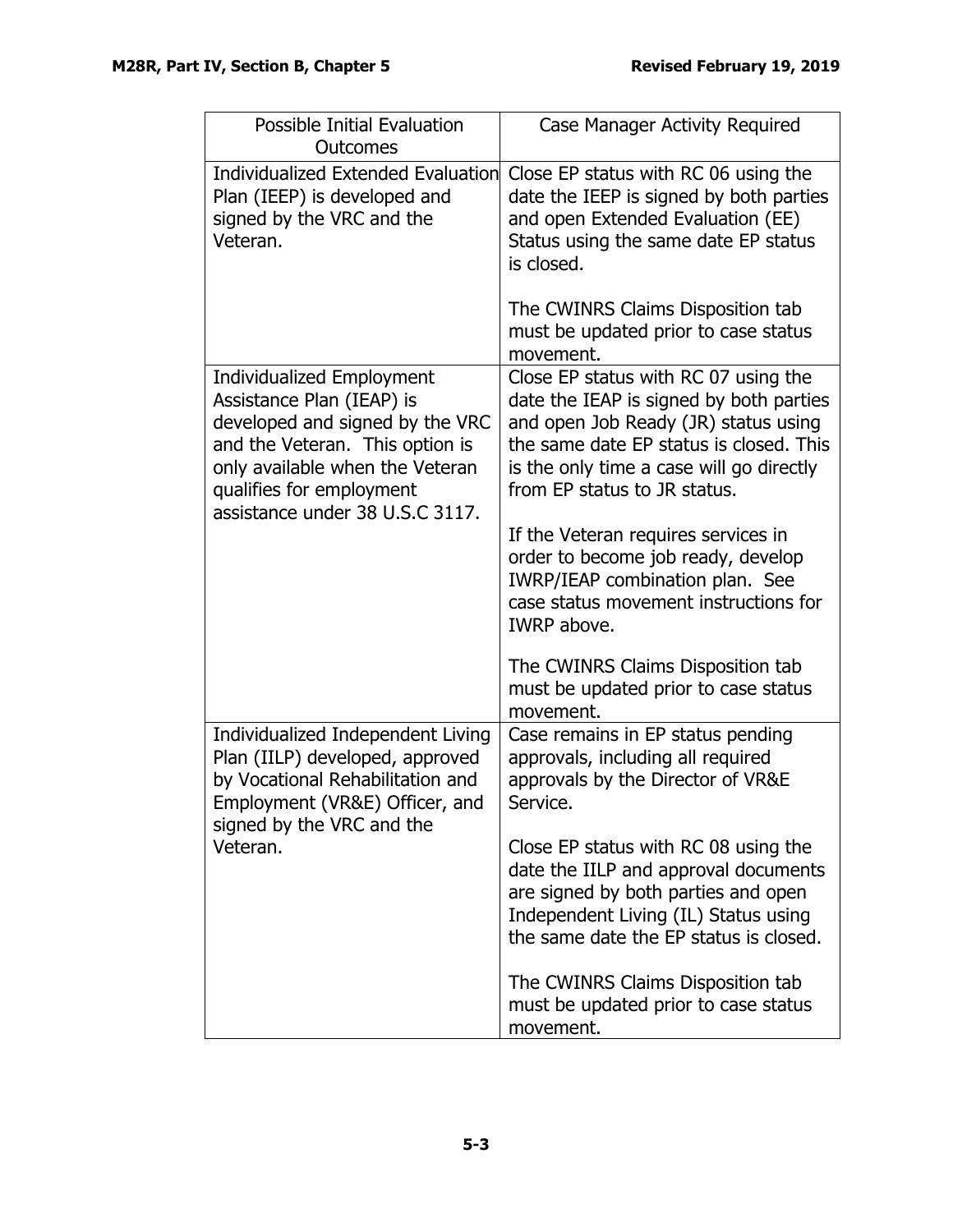| Possible Initial Evaluation Outcomes | Case Manager Activity Required |
|---|---|
| Individualized Extended Evaluation Plan (IEEP) is developed and signed by the VRC and the Veteran. | Close EP status with RC 06 using the date the IEEP is signed by both parties and open Extended Evaluation (EE) Status using the same date EP status is closed.<br><br>The CWINRS Claims Disposition tab must be updated prior to case status movement. |
| Individualized Employment Assistance Plan (IEAP) is developed and signed by the VRC and the Veteran. This option is only available when the Veteran qualifies for employment assistance under 38 U.S.C 3117. | Close EP status with RC 07 using the date the IEAP is signed by both parties and open Job Ready (JR) status using the same date EP status is closed. This is the only time a case will go directly from EP status to JR status.<br><br>If the Veteran requires services in order to become job ready, develop IWRP/IEAP combination plan. See case status movement instructions for IWRP above.<br><br>The CWINRS Claims Disposition tab must be updated prior to case status movement. |
| Individualized Independent Living Plan (IILP) developed, approved by Vocational Rehabilitation and Employment (VR&E) Officer, and signed by the VRC and the Veteran. | Case remains in EP status pending approvals, including all required approvals by the Director of VR&E Service.<br><br>Close EP status with RC 08 using the date the IILP and approval documents are signed by both parties and open Independent Living (IL) Status using the same date the EP status is closed.<br><br>The CWINRS Claims Disposition tab must be updated prior to case status movement. |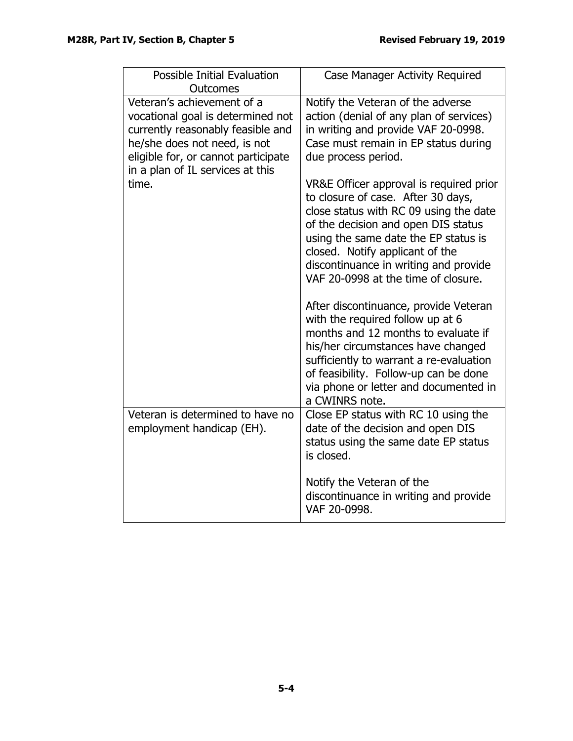| Possible Initial Evaluation Outcomes | Case Manager Activity Required |
|---|---|
| Veteran's achievement of a vocational goal is determined not currently reasonably feasible and he/she does not need, is not eligible for, or cannot participate in a plan of IL services at this time. | Notify the Veteran of the adverse action (denial of any plan of services) in writing and provide VAF 20-0998. Case must remain in EP status during due process period.<br><br>VR&E Officer approval is required prior to closure of case. After 30 days, close status with RC 09 using the date of the decision and open DIS status using the same date the EP status is closed. Notify applicant of the discontinuance in writing and provide VAF 20-0998 at the time of closure.<br><br>After discontinuance, provide Veteran with the required follow up at 6 months and 12 months to evaluate if his/her circumstances have changed sufficiently to warrant a re-evaluation of feasibility. Follow-up can be done via phone or letter and documented in a CWINRS note. |
| Veteran is determined to have no employment handicap (EH). | Close EP status with RC 10 using the date of the decision and open DIS status using the same date EP status is closed.<br><br>Notify the Veteran of the discontinuance in writing and provide VAF 20-0998. |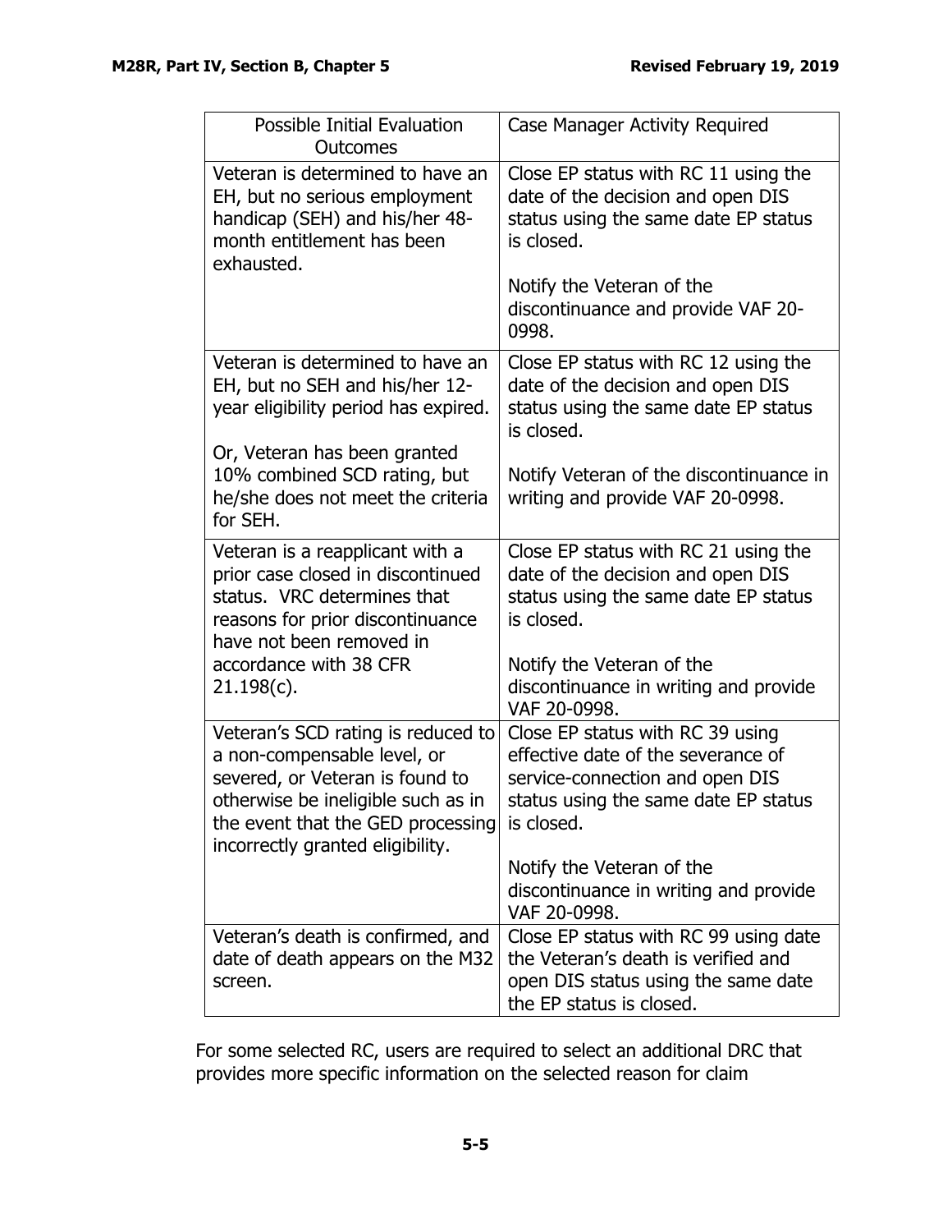| Possible Initial Evaluation Outcomes | Case Manager Activity Required |
|---|---|
| Veteran is determined to have an EH, but no serious employment handicap (SEH) and his/her 48-month entitlement has been exhausted. | Close EP status with RC 11 using the date of the decision and open DIS status using the same date EP status is closed.<br><br>Notify the Veteran of the discontinuance and provide VAF 20-0998. |
| Veteran is determined to have an EH, but no SEH and his/her 12-year eligibility period has expired.<br><br>Or, Veteran has been granted 10% combined SCD rating, but he/she does not meet the criteria for SEH. | Close EP status with RC 12 using the date of the decision and open DIS status using the same date EP status is closed.<br><br>Notify Veteran of the discontinuance in writing and provide VAF 20-0998. |
| Veteran is a reapplicant with a prior case closed in discontinued status. VRC determines that reasons for prior discontinuance have not been removed in accordance with 38 CFR 21.198(c). | Close EP status with RC 21 using the date of the decision and open DIS status using the same date EP status is closed.<br><br>Notify the Veteran of the discontinuance in writing and provide VAF 20-0998. |
| Veteran's SCD rating is reduced to a non-compensable level, or severed, or Veteran is found to otherwise be ineligible such as in the event that the GED processing incorrectly granted eligibility. | Close EP status with RC 39 using effective date of the severance of service-connection and open DIS status using the same date EP status is closed.<br><br>Notify the Veteran of the discontinuance in writing and provide VAF 20-0998. |
| Veteran's death is confirmed, and date of death appears on the M32 screen. | Close EP status with RC 99 using date the Veteran's death is verified and open DIS status using the same date the EP status is closed. |

For some selected RC, users are required to select an additional DRC that provides more specific information on the selected reason for claim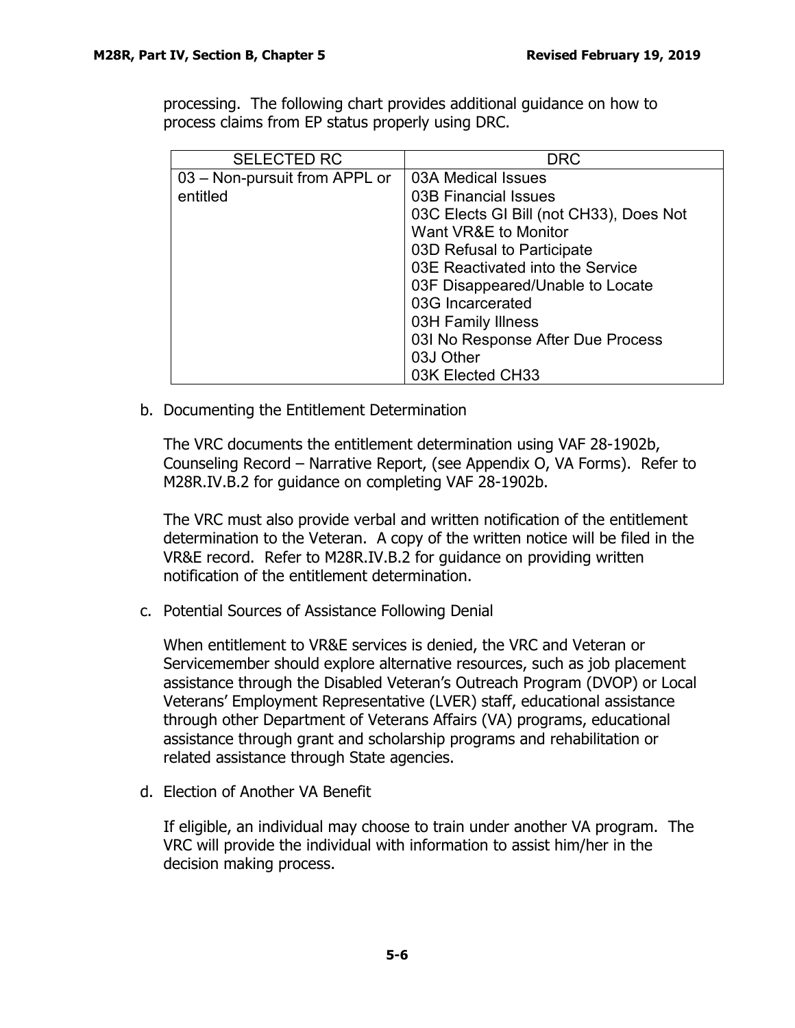processing. The following chart provides additional guidance on how to process claims from EP status properly using DRC.

| SELECTED RC | DRC |
|---|---|
| 03 – Non-pursuit from APPL or entitled | 03A Medical Issues<br>03B Financial Issues<br>03C Elects GI Bill (not CH33), Does Not Want VR&E to Monitor<br>03D Refusal to Participate<br>03E Reactivated into the Service<br>03F Disappeared/Unable to Locate<br>03G Incarcerated<br>03H Family Illness<br>03I No Response After Due Process<br>03J Other<br>03K Elected CH33 |

b. Documenting the Entitlement Determination

The VRC documents the entitlement determination using VAF 28-1902b, Counseling Record – Narrative Report, (see Appendix O, VA Forms). Refer to M28R.IV.B.2 for guidance on completing VAF 28-1902b.

The VRC must also provide verbal and written notification of the entitlement determination to the Veteran. A copy of the written notice will be filed in the VR&E record. Refer to M28R.IV.B.2 for guidance on providing written notification of the entitlement determination.

c. Potential Sources of Assistance Following Denial

When entitlement to VR&E services is denied, the VRC and Veteran or Servicemember should explore alternative resources, such as job placement assistance through the Disabled Veteran's Outreach Program (DVOP) or Local Veterans' Employment Representative (LVER) staff, educational assistance through other Department of Veterans Affairs (VA) programs, educational assistance through grant and scholarship programs and rehabilitation or related assistance through State agencies.

d. Election of Another VA Benefit

If eligible, an individual may choose to train under another VA program. The VRC will provide the individual with information to assist him/her in the decision making process.